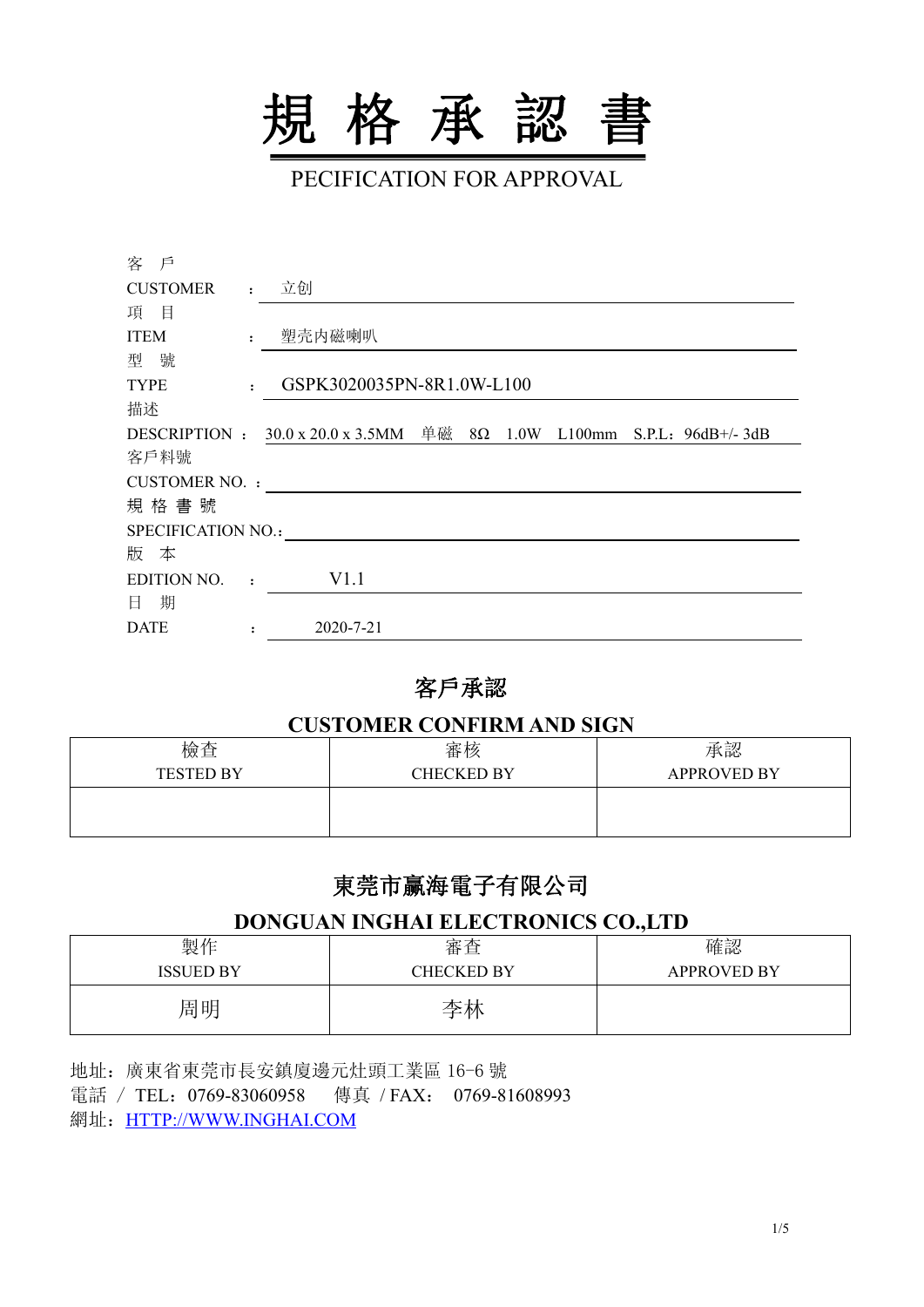# 規 格 承 認 書

PECIFICATION FOR APPROVAL

客 戶
CUSTOMER : 立创

項 目
ITEM : 塑壳内磁喇叭

型 號
TYPE : GSPK3020035PN-8R1.0W-L100

描述
DESCRIPTION : 30.0 x 20.0 x 3.5MM 单磁 8Ω 1.0W L100mm S.P.L：96dB+/- 3dB

客戶料號
CUSTOMER NO. :

規 格 書 號
SPECIFICATION NO.:

版 本
EDITION NO. : V1.1

日 期
DATE : 2020-7-21

## 客戶承認

## CUSTOMER CONFIRM AND SIGN

| 檢查<br>TESTED BY | 審核<br>CHECKED BY | 承認<br>APPROVED BY |
|---|---|---|
| | | |

## 東莞市贏海電子有限公司

## DONGUAN INGHAI ELECTRONICS CO.,LTD

| 製作<br>ISSUED BY | 審查<br>CHECKED BY | 確認<br>APPROVED BY |
|---|---|---|
| 周明 | 李林 | |

地址：廣東省東莞市長安鎮廈邊元灶頭工業區 16-6 號
電話 / TEL：0769-83060958 傳真 / FAX： 0769-81608993
網址：HTTP://WWW.INGHAI.COM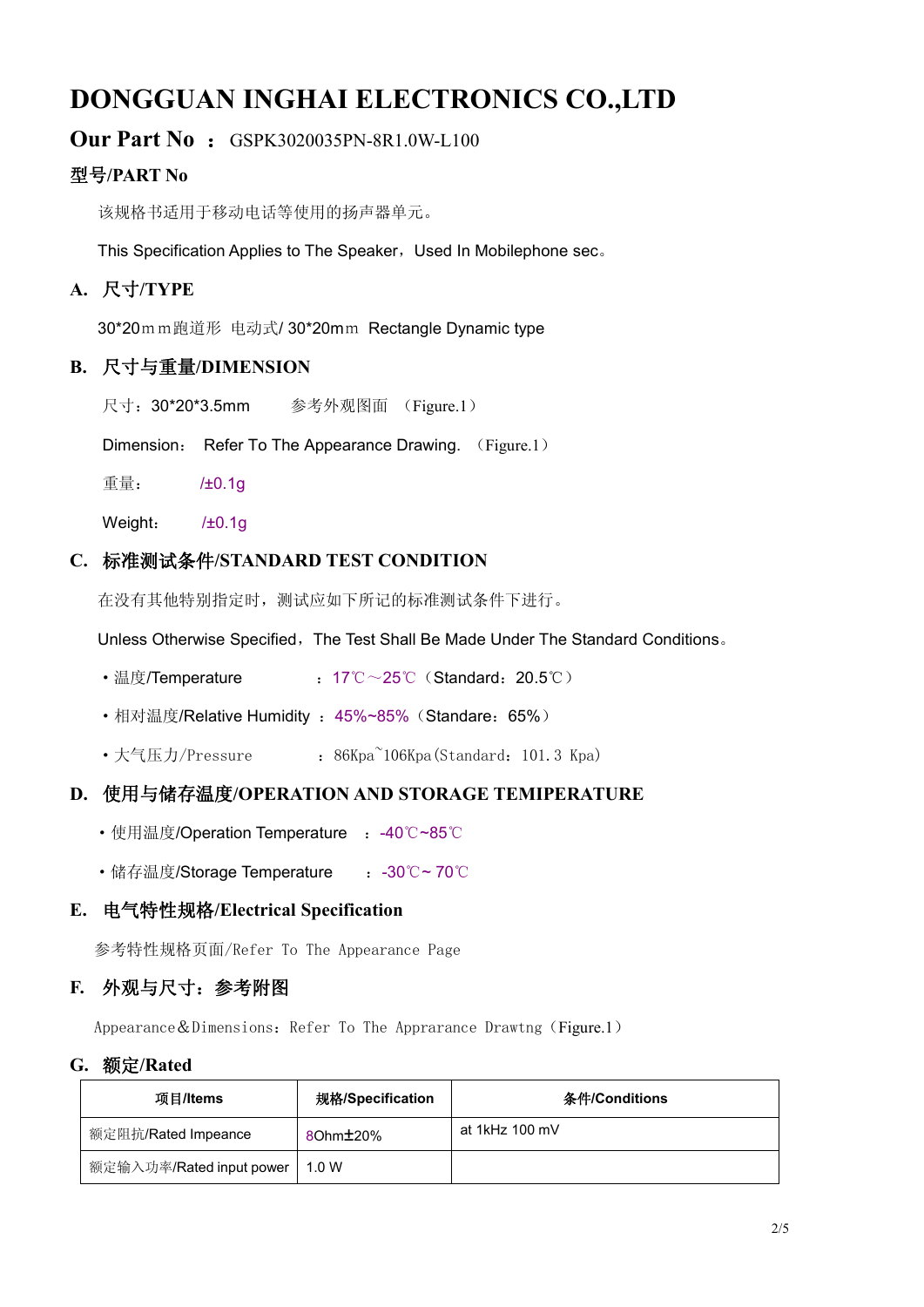# DONGGUAN INGHAI ELECTRONICS CO.,LTD

## Our Part No ： GSPK3020035PN-8R1.0W-L100

### 型号/PART No

该规格书适用于移动电话等使用的扬声器单元。

This Specification Applies to The Speaker，Used In Mobilephone sec。

### A. 尺寸/TYPE

30*20ｍｍ跑道形 电动式/ 30*20mｍ Rectangle Dynamic type

### B. 尺寸与重量/DIMENSION

尺寸：30*20*3.5mm　　参考外观图面 （Figure.1）

Dimension： Refer To The Appearance Drawing. （Figure.1）

重量： /±0.1g

Weight： /±0.1g

### C. 标准测试条件/STANDARD TEST CONDITION

在没有其他特别指定时，测试应如下所记的标准测试条件下进行。

Unless Otherwise Specified，The Test Shall Be Made Under The Standard Conditions。

- 温度/Temperature ：17℃～25℃（Standard：20.5℃）
- 相对温度/Relative Humidity ：45%~85%（Standare：65%）
- 大气压力/Pressure ：86Kpa~106Kpa(Standard：101.3 Kpa)

### D. 使用与储存温度/OPERATION AND STORAGE TEMIPERATURE

- 使用温度/Operation Temperature ：-40℃~85℃
- 储存温度/Storage Temperature ：-30℃~ 70℃

### E. 电气特性规格/Electrical Specification

参考特性规格页面/Refer To The Appearance Page

### F. 外观与尺寸：参考附图

Appearance＆Dimensions：Refer To The Apprarance Drawtng（Figure.1）

### G. 额定/Rated

| 项目/Items | 规格/Specification | 条件/Conditions |
|---|---|---|
| 额定阻抗/Rated Impeance | 8Ohm±20% | at 1kHz 100 mV |
| 额定输入功率/Rated input power | 1.0 W | |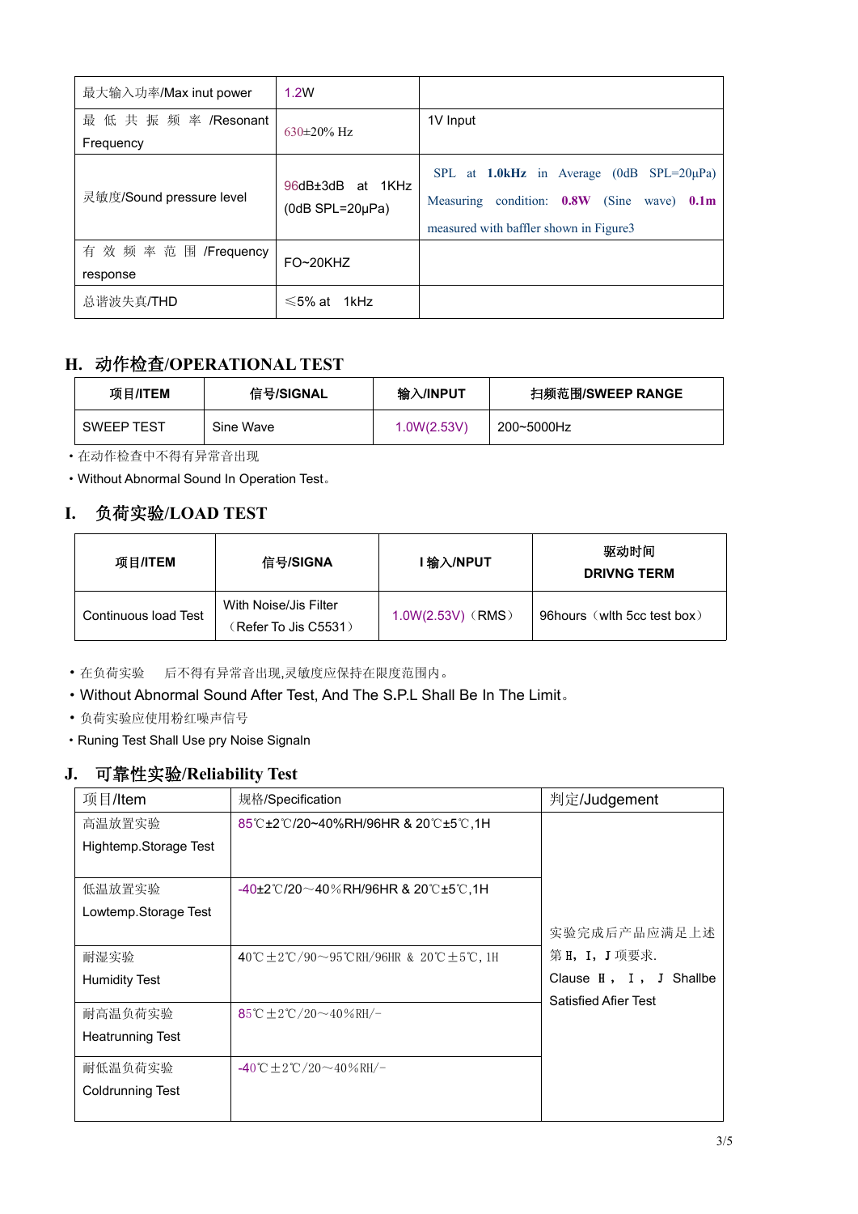| 最大输入功率/Max inut power | 1.2W | |
|---|---|---|
| 最低共振频率/Resonant Frequency | 630±20% Hz | 1V Input |
| 灵敏度/Sound pressure level | 96dB±3dB at 1KHz (0dB SPL=20μPa) | SPL at **1.0kHz** in Average (0dB SPL=20μPa) Measuring condition: **0.8W** (Sine wave) **0.1m** measured with baffler shown in Figure3 |
| 有效频率范围/Frequency response | FO~20KHZ | |
| 总谐波失真/THD | ≤5% at 1kHz | |

## H. 动作检查/OPERATIONAL TEST

| 项目/ITEM | 信号/SIGNAL | 输入/INPUT | 扫频范围/SWEEP RANGE |
|---|---|---|---|
| SWEEP TEST | Sine Wave | 1.0W(2.53V) | 200~5000Hz |

- 在动作检查中不得有异常音出现
- Without Abnormal Sound In Operation Test。

## I. 负荷实验/LOAD TEST

| 项目/ITEM | 信号/SIGNA | I 输入/NPUT | 驱动时间 DRIVNG TERM |
|---|---|---|---|
| Continuous load Test | With Noise/Jis Filter （Refer To Jis C5531） | 1.0W(2.53V)（RMS） | 96hours（wlth 5cc test box） |

- 在负荷实验 后不得有异常音出现,灵敏度应保持在限度范围内。
- Without Abnormal Sound After Test, And The S.P.L Shall Be In The Limit。
- 负荷实验应使用粉红噪声信号
- Runing Test Shall Use pry Noise Signaln

## J. 可靠性实验/Reliability Test

| 项目/Item | 规格/Specification | 判定/Judgement |
|---|---|---|
| 高温放置实验 Hightemp.Storage Test | 85℃±2℃/20~40%RH/96HR & 20℃±5℃,1H | 实验完成后产品应满足上述第 H，I，J 项要求. Clause H， I， J Shallbe Satisfied Afier Test |
| 低温放置实验 Lowtemp.Storage Test | -40±2℃/20～40％RH/96HR & 20℃±5℃,1H | |
| 耐湿实验 Humidity Test | 40℃±2℃/90～95℃RH/96HR & 20℃±5℃, 1H | |
| 耐高温负荷实验 Heatrunning Test | 85℃±2℃/20～40%RH/- | |
| 耐低温负荷实验 Coldrunning Test | -40℃±2℃/20～40%RH/- | |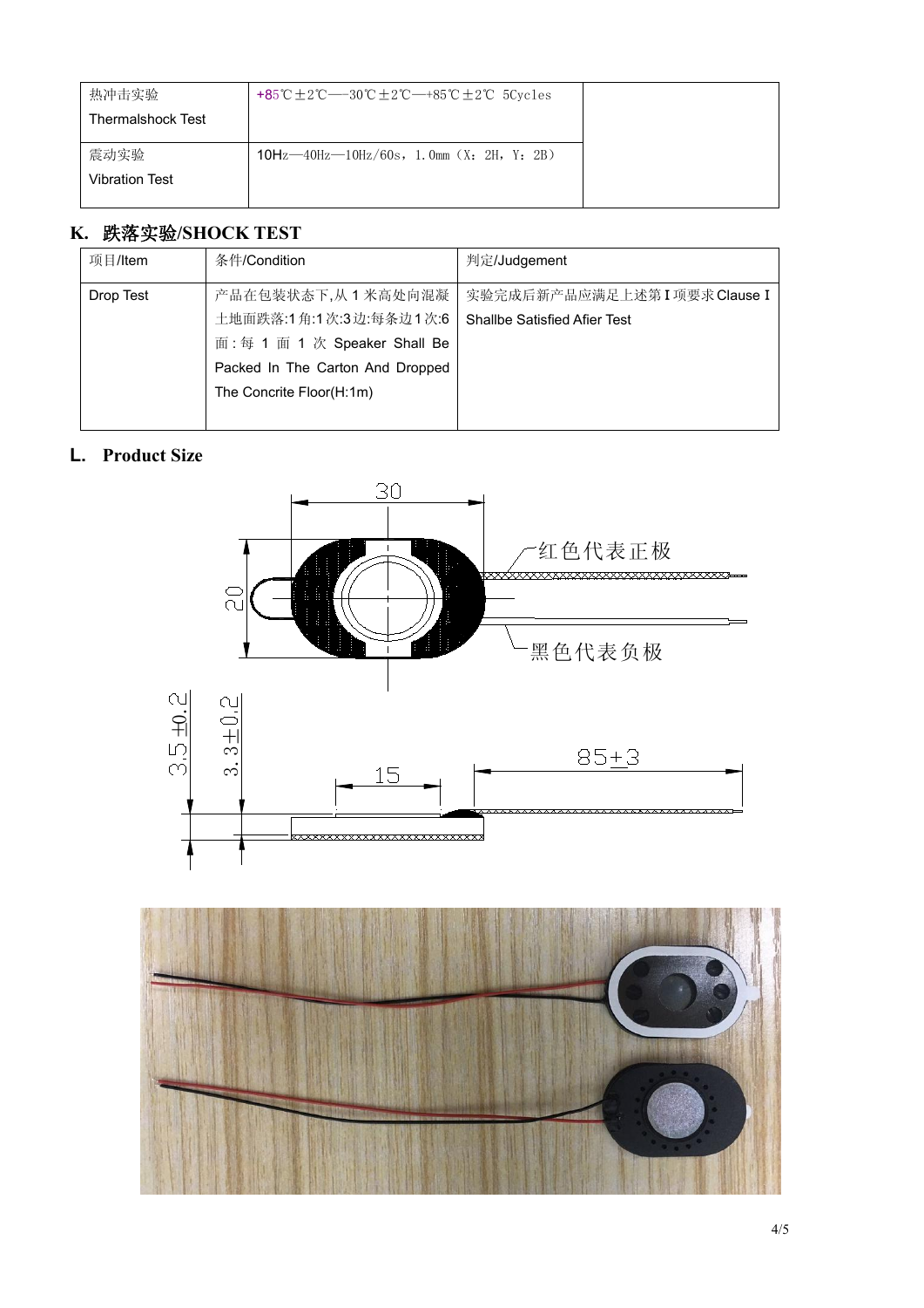| 热冲击实验 Thermalshock Test | +85℃±2℃—30℃±2℃—+85℃±2℃ 5Cycles | |
|---|---|---|
| 震动实验 Vibration Test | 10Hz—40Hz—10Hz/60s，1.0mm（X：2H，Y：2B） | |

## K. 跌落实验/SHOCK TEST

| 项目/Item | 条件/Condition | 判定/Judgement |
|---|---|---|
| Drop Test | 产品在包装状态下,从 1 米高处向混凝土地面跌落:1 角:1 次:3 边:每条边 1 次:6 面：每 1 面 1 次 Speaker Shall Be Packed In The Carton And Dropped The Concrite Floor(H:1m) | 实验完成后新产品应满足上述第 I 项要求 Clause I Shallbe Satisfied Afier Test |

## L. Product Size

30

20

红色代表正极

黑色代表负极

3.5 ±0.2

3.3±0.2

15

85±3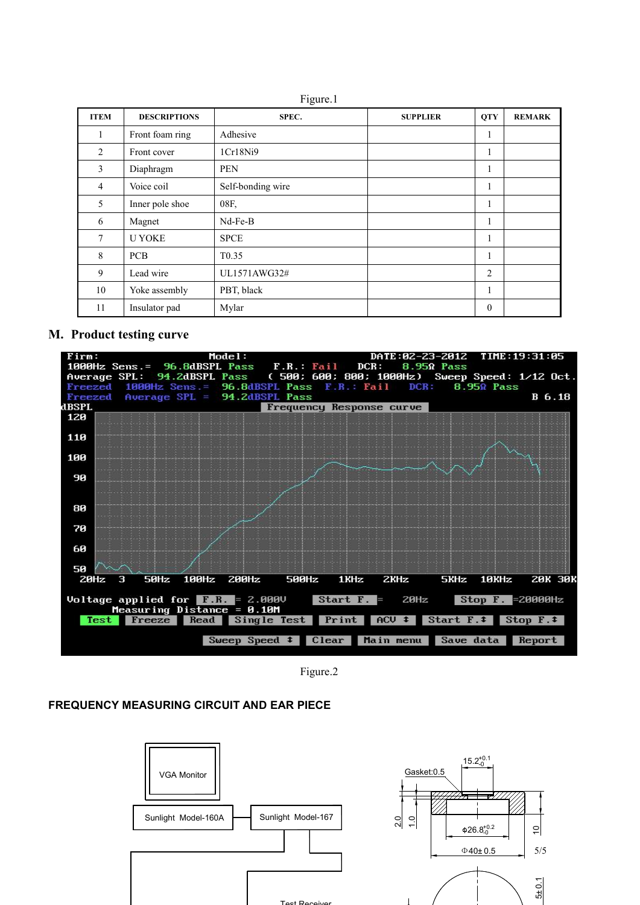Figure.1

| ITEM | DESCRIPTIONS | SPEC. | SUPPLIER | QTY | REMARK |
|---|---|---|---|---|---|
| 1 | Front foam ring | Adhesive | | 1 | |
| 2 | Front cover | 1Cr18Ni9 | | 1 | |
| 3 | Diaphragm | PEN | | 1 | |
| 4 | Voice coil | Self-bonding wire | | 1 | |
| 5 | Inner pole shoe | 08F, | | 1 | |
| 6 | Magnet | Nd-Fe-B | | 1 | |
| 7 | U YOKE | SPCE | | 1 | |
| 8 | PCB | T0.35 | | 1 | |
| 9 | Lead wire | UL1571AWG32# | | 2 | |
| 10 | Yoke assembly | PBT, black | | 1 | |
| 11 | Insulator pad | Mylar | | 0 | |

## M. Product testing curve

Figure.2

**FREQUENCY MEASURING CIRCUIT AND EAR PIECE**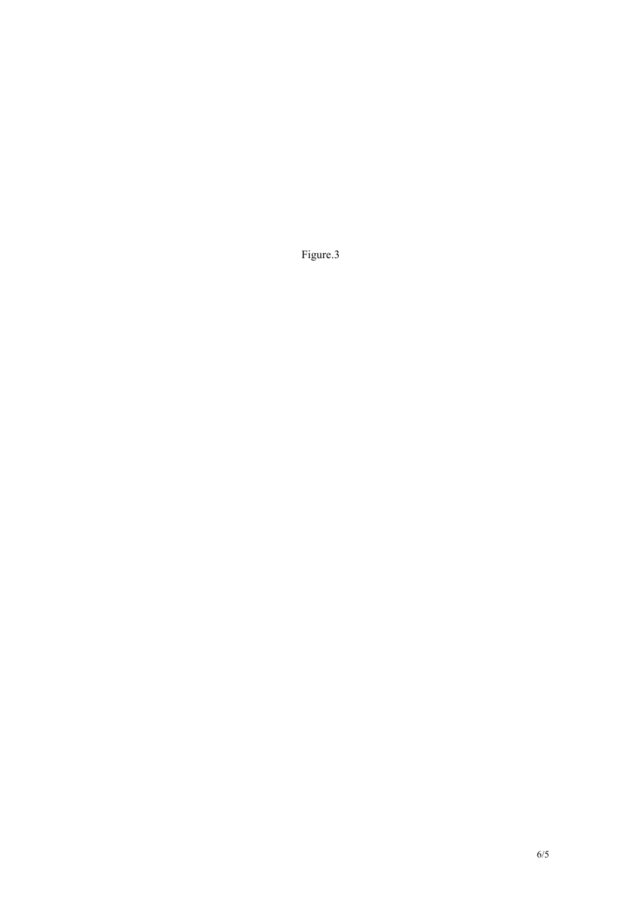Figure.3